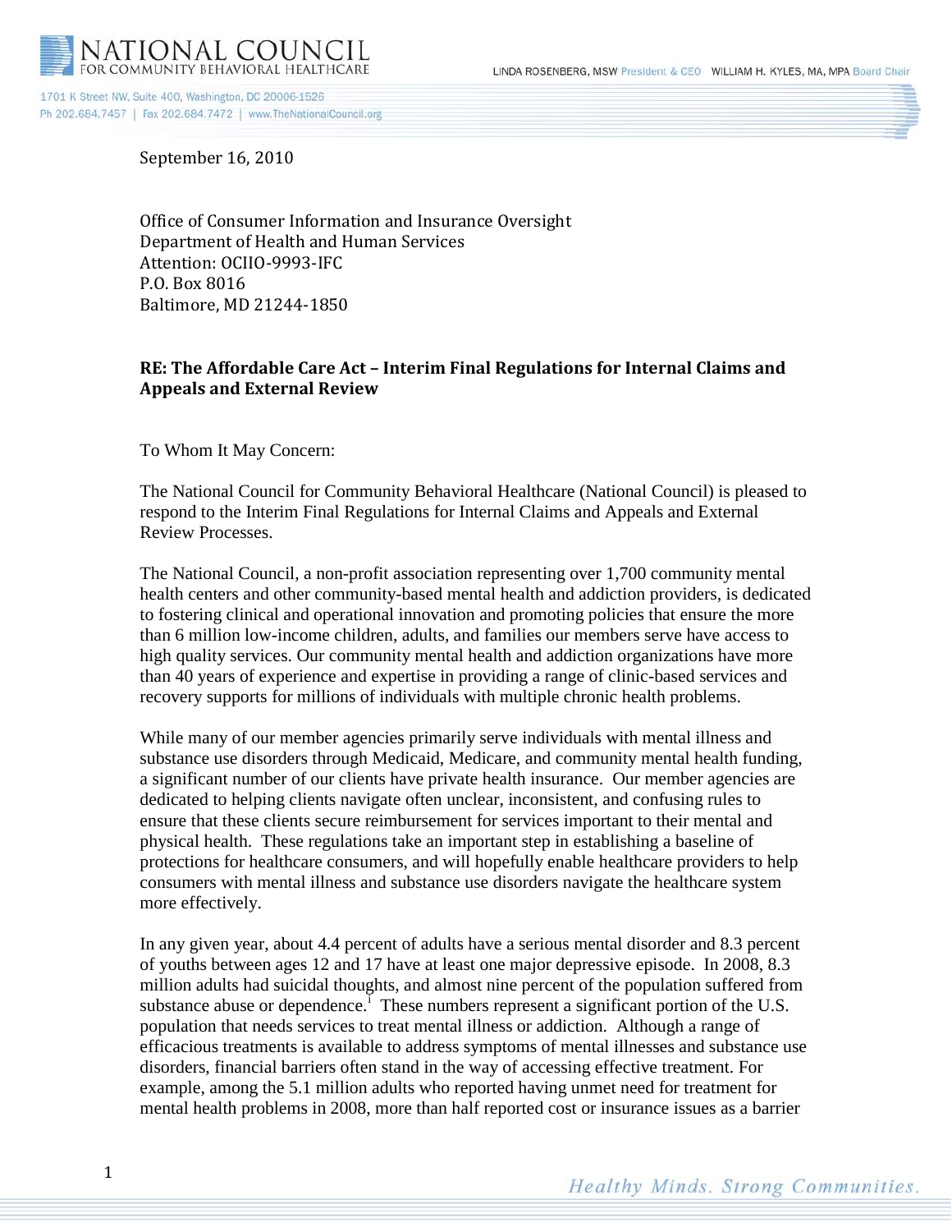NATIONAL COUNCIL
FOR COMMUNITY BEHAVIORAL HEALTHCARE

LINDA ROSENBERG, MSW President & CEO WILLIAM H. KYLES, MA, MPA Board Chair

1701 K Street NW, Suite 400, Washington, DC 20006-1526
Ph 202.684.7457 | Fax 202.684.7472 | www.TheNationalCouncil.org

September 16, 2010

Office of Consumer Information and Insurance Oversight
Department of Health and Human Services
Attention: OCIIO-9993-IFC
P.O. Box 8016
Baltimore, MD 21244-1850

**RE: The Affordable Care Act – Interim Final Regulations for Internal Claims and Appeals and External Review**

To Whom It May Concern:

The National Council for Community Behavioral Healthcare (National Council) is pleased to respond to the Interim Final Regulations for Internal Claims and Appeals and External Review Processes.

The National Council, a non-profit association representing over 1,700 community mental health centers and other community-based mental health and addiction providers, is dedicated to fostering clinical and operational innovation and promoting policies that ensure the more than 6 million low-income children, adults, and families our members serve have access to high quality services. Our community mental health and addiction organizations have more than 40 years of experience and expertise in providing a range of clinic-based services and recovery supports for millions of individuals with multiple chronic health problems.

While many of our member agencies primarily serve individuals with mental illness and substance use disorders through Medicaid, Medicare, and community mental health funding, a significant number of our clients have private health insurance. Our member agencies are dedicated to helping clients navigate often unclear, inconsistent, and confusing rules to ensure that these clients secure reimbursement for services important to their mental and physical health. These regulations take an important step in establishing a baseline of protections for healthcare consumers, and will hopefully enable healthcare providers to help consumers with mental illness and substance use disorders navigate the healthcare system more effectively.

In any given year, about 4.4 percent of adults have a serious mental disorder and 8.3 percent of youths between ages 12 and 17 have at least one major depressive episode. In 2008, 8.3 million adults had suicidal thoughts, and almost nine percent of the population suffered from substance abuse or dependence.[i] These numbers represent a significant portion of the U.S. population that needs services to treat mental illness or addiction. Although a range of efficacious treatments is available to address symptoms of mental illnesses and substance use disorders, financial barriers often stand in the way of accessing effective treatment. For example, among the 5.1 million adults who reported having unmet need for treatment for mental health problems in 2008, more than half reported cost or insurance issues as a barrier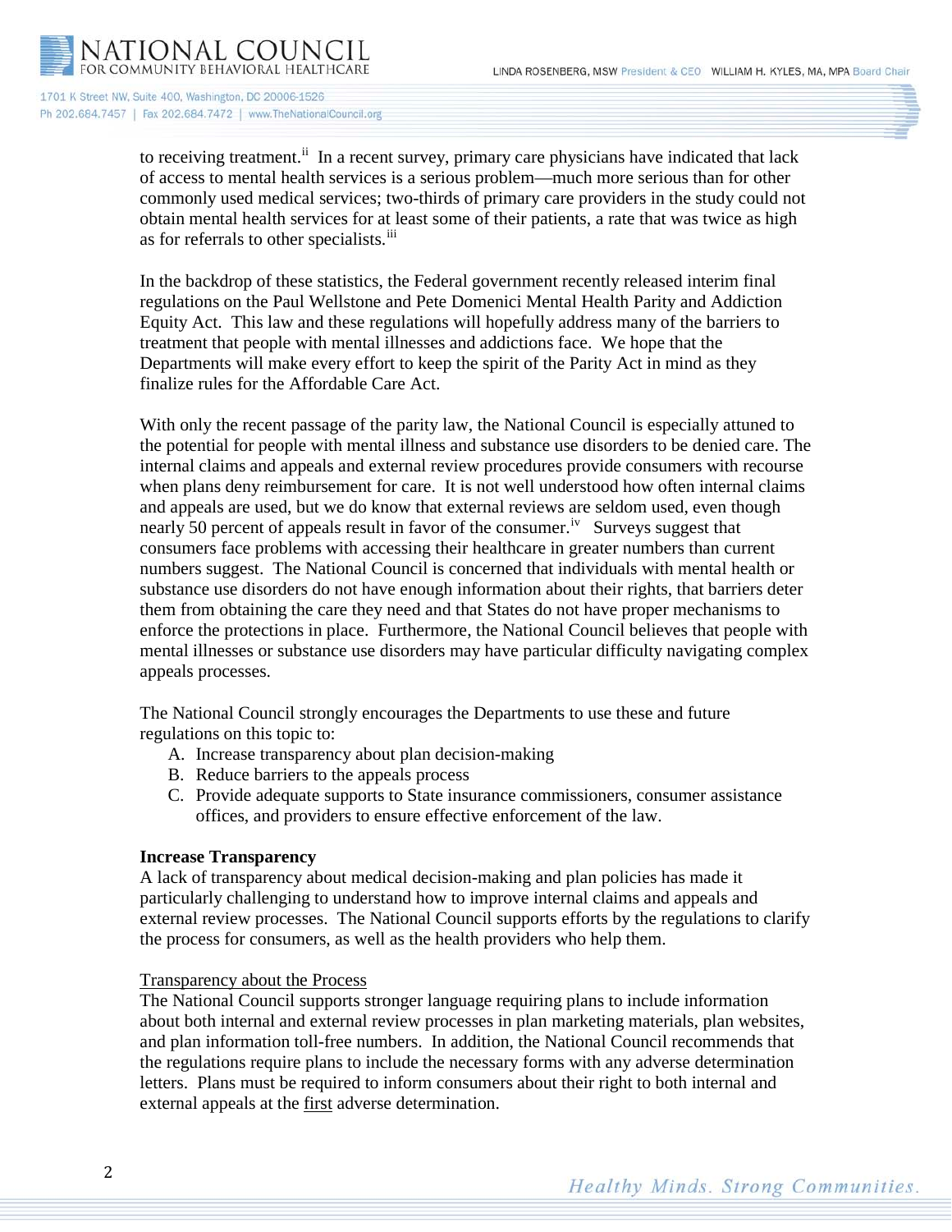to receiving treatment.[ii] In a recent survey, primary care physicians have indicated that lack of access to mental health services is a serious problem—much more serious than for other commonly used medical services; two-thirds of primary care providers in the study could not obtain mental health services for at least some of their patients, a rate that was twice as high as for referrals to other specialists.[iii]

In the backdrop of these statistics, the Federal government recently released interim final regulations on the Paul Wellstone and Pete Domenici Mental Health Parity and Addiction Equity Act. This law and these regulations will hopefully address many of the barriers to treatment that people with mental illnesses and addictions face. We hope that the Departments will make every effort to keep the spirit of the Parity Act in mind as they finalize rules for the Affordable Care Act.

With only the recent passage of the parity law, the National Council is especially attuned to the potential for people with mental illness and substance use disorders to be denied care. The internal claims and appeals and external review procedures provide consumers with recourse when plans deny reimbursement for care. It is not well understood how often internal claims and appeals are used, but we do know that external reviews are seldom used, even though nearly 50 percent of appeals result in favor of the consumer.[iv] Surveys suggest that consumers face problems with accessing their healthcare in greater numbers than current numbers suggest. The National Council is concerned that individuals with mental health or substance use disorders do not have enough information about their rights, that barriers deter them from obtaining the care they need and that States do not have proper mechanisms to enforce the protections in place. Furthermore, the National Council believes that people with mental illnesses or substance use disorders may have particular difficulty navigating complex appeals processes.

The National Council strongly encourages the Departments to use these and future regulations on this topic to:

A. Increase transparency about plan decision-making
B. Reduce barriers to the appeals process
C. Provide adequate supports to State insurance commissioners, consumer assistance offices, and providers to ensure effective enforcement of the law.

**Increase Transparency**

A lack of transparency about medical decision-making and plan policies has made it particularly challenging to understand how to improve internal claims and appeals and external review processes. The National Council supports efforts by the regulations to clarify the process for consumers, as well as the health providers who help them.

Transparency about the Process

The National Council supports stronger language requiring plans to include information about both internal and external review processes in plan marketing materials, plan websites, and plan information toll-free numbers. In addition, the National Council recommends that the regulations require plans to include the necessary forms with any adverse determination letters. Plans must be required to inform consumers about their right to both internal and external appeals at the first adverse determination.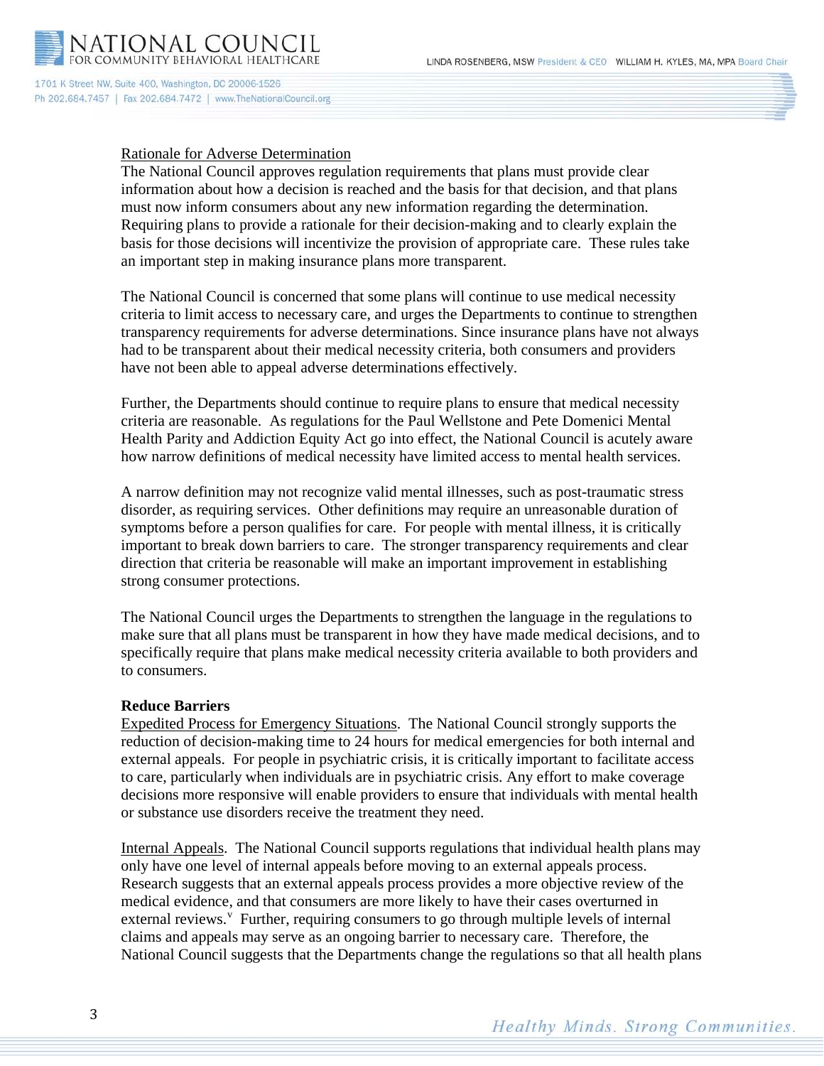Rationale for Adverse Determination

The National Council approves regulation requirements that plans must provide clear information about how a decision is reached and the basis for that decision, and that plans must now inform consumers about any new information regarding the determination. Requiring plans to provide a rationale for their decision-making and to clearly explain the basis for those decisions will incentivize the provision of appropriate care. These rules take an important step in making insurance plans more transparent.

The National Council is concerned that some plans will continue to use medical necessity criteria to limit access to necessary care, and urges the Departments to continue to strengthen transparency requirements for adverse determinations. Since insurance plans have not always had to be transparent about their medical necessity criteria, both consumers and providers have not been able to appeal adverse determinations effectively.

Further, the Departments should continue to require plans to ensure that medical necessity criteria are reasonable. As regulations for the Paul Wellstone and Pete Domenici Mental Health Parity and Addiction Equity Act go into effect, the National Council is acutely aware how narrow definitions of medical necessity have limited access to mental health services.

A narrow definition may not recognize valid mental illnesses, such as post-traumatic stress disorder, as requiring services. Other definitions may require an unreasonable duration of symptoms before a person qualifies for care. For people with mental illness, it is critically important to break down barriers to care. The stronger transparency requirements and clear direction that criteria be reasonable will make an important improvement in establishing strong consumer protections.

The National Council urges the Departments to strengthen the language in the regulations to make sure that all plans must be transparent in how they have made medical decisions, and to specifically require that plans make medical necessity criteria available to both providers and to consumers.

**Reduce Barriers**

Expedited Process for Emergency Situations. The National Council strongly supports the reduction of decision-making time to 24 hours for medical emergencies for both internal and external appeals. For people in psychiatric crisis, it is critically important to facilitate access to care, particularly when individuals are in psychiatric crisis. Any effort to make coverage decisions more responsive will enable providers to ensure that individuals with mental health or substance use disorders receive the treatment they need.

Internal Appeals. The National Council supports regulations that individual health plans may only have one level of internal appeals before moving to an external appeals process. Research suggests that an external appeals process provides a more objective review of the medical evidence, and that consumers are more likely to have their cases overturned in external reviews.[v] Further, requiring consumers to go through multiple levels of internal claims and appeals may serve as an ongoing barrier to necessary care. Therefore, the National Council suggests that the Departments change the regulations so that all health plans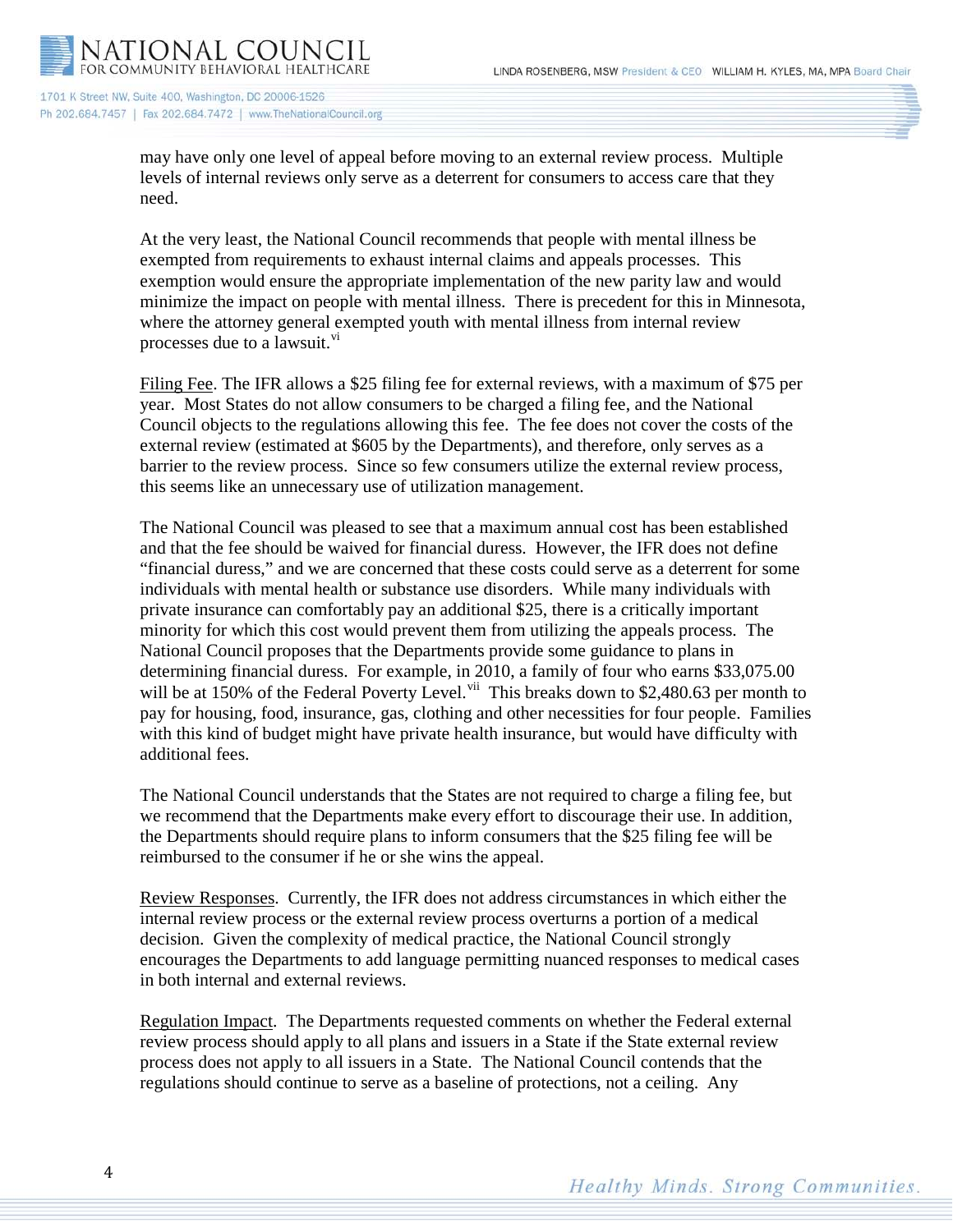may have only one level of appeal before moving to an external review process. Multiple levels of internal reviews only serve as a deterrent for consumers to access care that they need.

At the very least, the National Council recommends that people with mental illness be exempted from requirements to exhaust internal claims and appeals processes. This exemption would ensure the appropriate implementation of the new parity law and would minimize the impact on people with mental illness. There is precedent for this in Minnesota, where the attorney general exempted youth with mental illness from internal review processes due to a lawsuit.[vi]

Filing Fee. The IFR allows a $25 filing fee for external reviews, with a maximum of $75 per year. Most States do not allow consumers to be charged a filing fee, and the National Council objects to the regulations allowing this fee. The fee does not cover the costs of the external review (estimated at $605 by the Departments), and therefore, only serves as a barrier to the review process. Since so few consumers utilize the external review process, this seems like an unnecessary use of utilization management.

The National Council was pleased to see that a maximum annual cost has been established and that the fee should be waived for financial duress. However, the IFR does not define "financial duress," and we are concerned that these costs could serve as a deterrent for some individuals with mental health or substance use disorders. While many individuals with private insurance can comfortably pay an additional $25, there is a critically important minority for which this cost would prevent them from utilizing the appeals process. The National Council proposes that the Departments provide some guidance to plans in determining financial duress. For example, in 2010, a family of four who earns $33,075.00 will be at 150% of the Federal Poverty Level.[vii] This breaks down to $2,480.63 per month to pay for housing, food, insurance, gas, clothing and other necessities for four people. Families with this kind of budget might have private health insurance, but would have difficulty with additional fees.

The National Council understands that the States are not required to charge a filing fee, but we recommend that the Departments make every effort to discourage their use. In addition, the Departments should require plans to inform consumers that the $25 filing fee will be reimbursed to the consumer if he or she wins the appeal.

Review Responses. Currently, the IFR does not address circumstances in which either the internal review process or the external review process overturns a portion of a medical decision. Given the complexity of medical practice, the National Council strongly encourages the Departments to add language permitting nuanced responses to medical cases in both internal and external reviews.

Regulation Impact. The Departments requested comments on whether the Federal external review process should apply to all plans and issuers in a State if the State external review process does not apply to all issuers in a State. The National Council contends that the regulations should continue to serve as a baseline of protections, not a ceiling. Any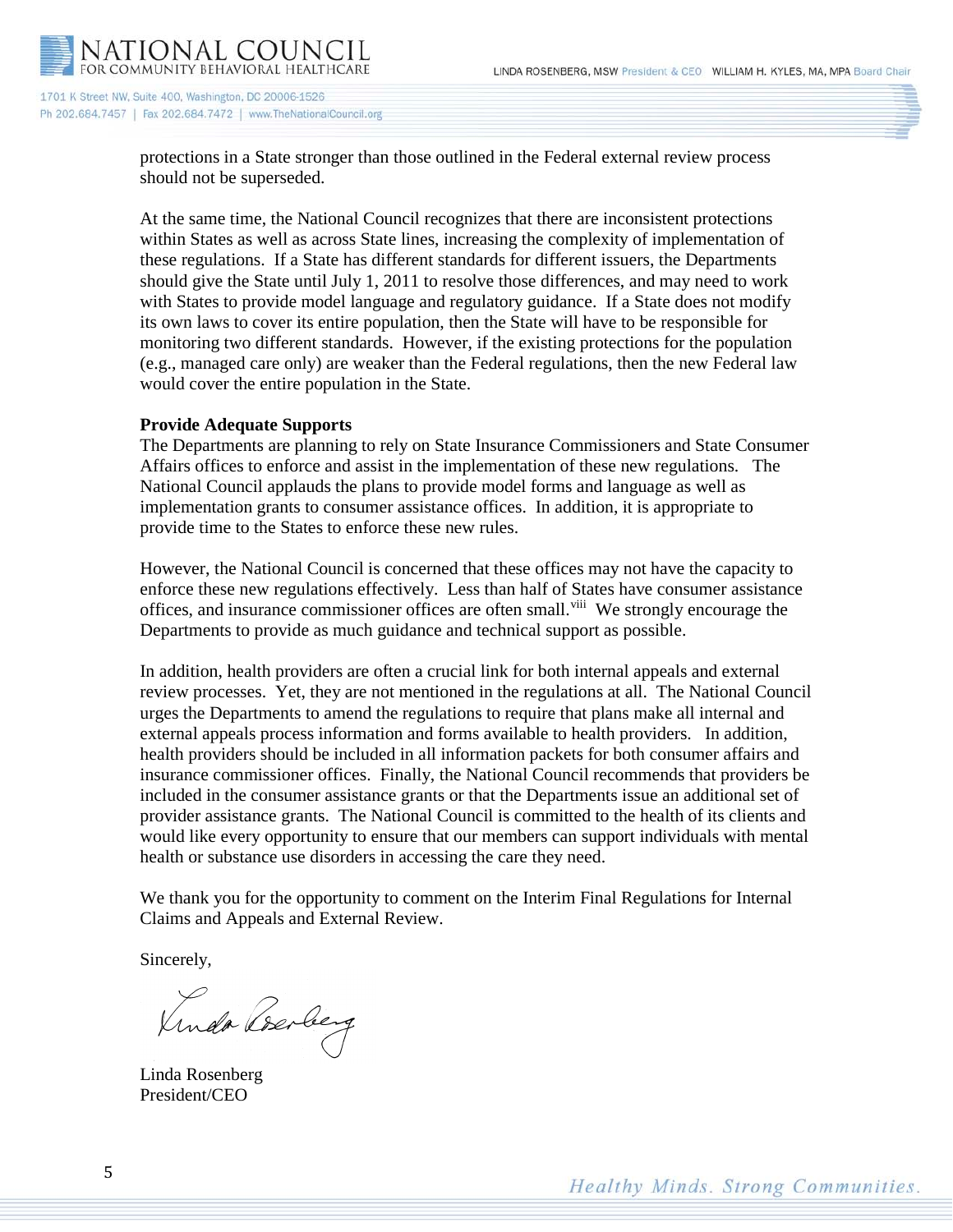protections in a State stronger than those outlined in the Federal external review process should not be superseded.

At the same time, the National Council recognizes that there are inconsistent protections within States as well as across State lines, increasing the complexity of implementation of these regulations. If a State has different standards for different issuers, the Departments should give the State until July 1, 2011 to resolve those differences, and may need to work with States to provide model language and regulatory guidance. If a State does not modify its own laws to cover its entire population, then the State will have to be responsible for monitoring two different standards. However, if the existing protections for the population (e.g., managed care only) are weaker than the Federal regulations, then the new Federal law would cover the entire population in the State.

**Provide Adequate Supports**

The Departments are planning to rely on State Insurance Commissioners and State Consumer Affairs offices to enforce and assist in the implementation of these new regulations. The National Council applauds the plans to provide model forms and language as well as implementation grants to consumer assistance offices. In addition, it is appropriate to provide time to the States to enforce these new rules.

However, the National Council is concerned that these offices may not have the capacity to enforce these new regulations effectively. Less than half of States have consumer assistance offices, and insurance commissioner offices are often small.[viii] We strongly encourage the Departments to provide as much guidance and technical support as possible.

In addition, health providers are often a crucial link for both internal appeals and external review processes. Yet, they are not mentioned in the regulations at all. The National Council urges the Departments to amend the regulations to require that plans make all internal and external appeals process information and forms available to health providers. In addition, health providers should be included in all information packets for both consumer affairs and insurance commissioner offices. Finally, the National Council recommends that providers be included in the consumer assistance grants or that the Departments issue an additional set of provider assistance grants. The National Council is committed to the health of its clients and would like every opportunity to ensure that our members can support individuals with mental health or substance use disorders in accessing the care they need.

We thank you for the opportunity to comment on the Interim Final Regulations for Internal Claims and Appeals and External Review.

Sincerely,

Linda Rosenberg
President/CEO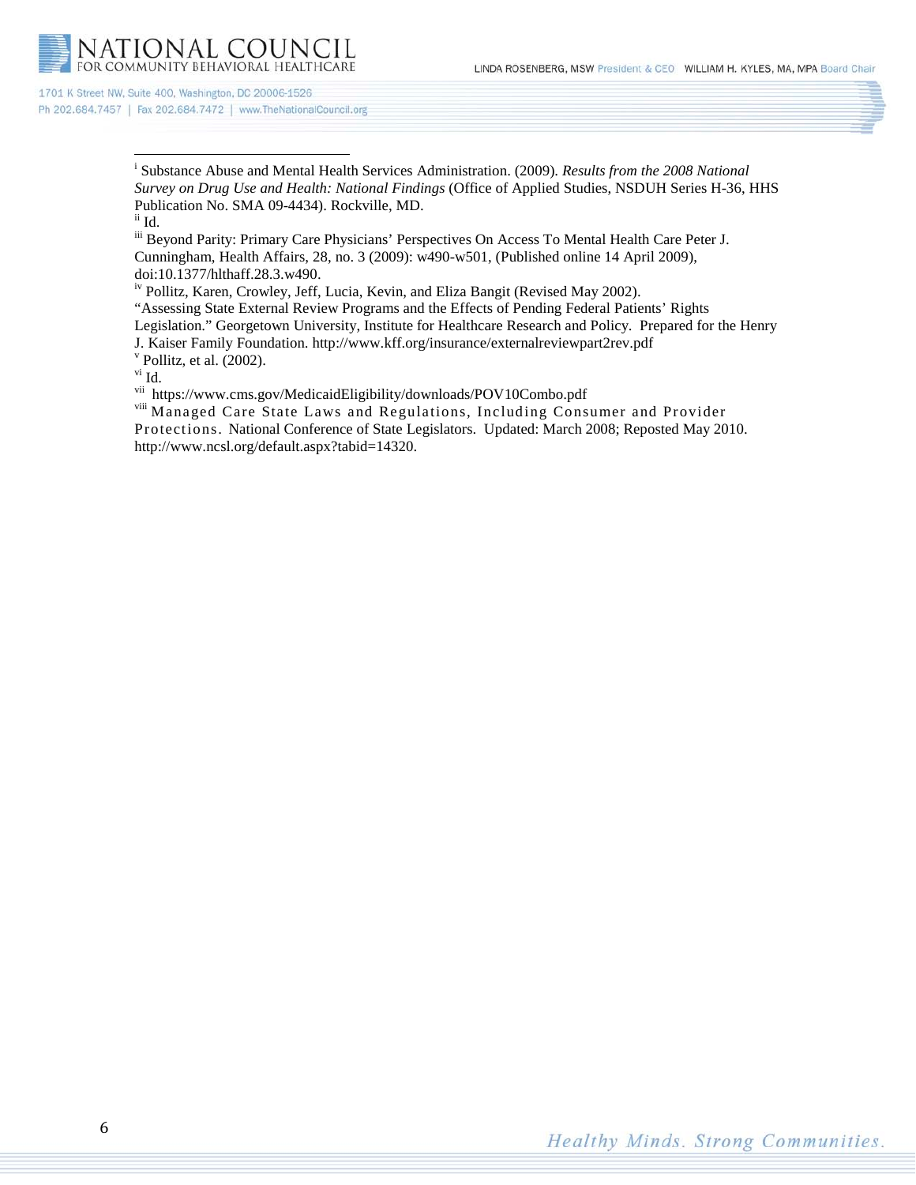[i] Substance Abuse and Mental Health Services Administration. (2009). *Results from the 2008 National Survey on Drug Use and Health: National Findings* (Office of Applied Studies, NSDUH Series H-36, HHS Publication No. SMA 09-4434). Rockville, MD.

[ii] Id.

[iii] Beyond Parity: Primary Care Physicians' Perspectives On Access To Mental Health Care Peter J. Cunningham, Health Affairs, 28, no. 3 (2009): w490-w501, (Published online 14 April 2009), doi:10.1377/hlthaff.28.3.w490.

[iv] Pollitz, Karen, Crowley, Jeff, Lucia, Kevin, and Eliza Bangit (Revised May 2002). "Assessing State External Review Programs and the Effects of Pending Federal Patients' Rights Legislation." Georgetown University, Institute for Healthcare Research and Policy. Prepared for the Henry J. Kaiser Family Foundation. http://www.kff.org/insurance/externalreviewpart2rev.pdf

[v] Pollitz, et al. (2002).

[vi] Id.

[vii] https://www.cms.gov/MedicaidEligibility/downloads/POV10Combo.pdf

[viii] Managed Care State Laws and Regulations, Including Consumer and Provider Protections. National Conference of State Legislators. Updated: March 2008; Reposted May 2010. http://www.ncsl.org/default.aspx?tabid=14320.